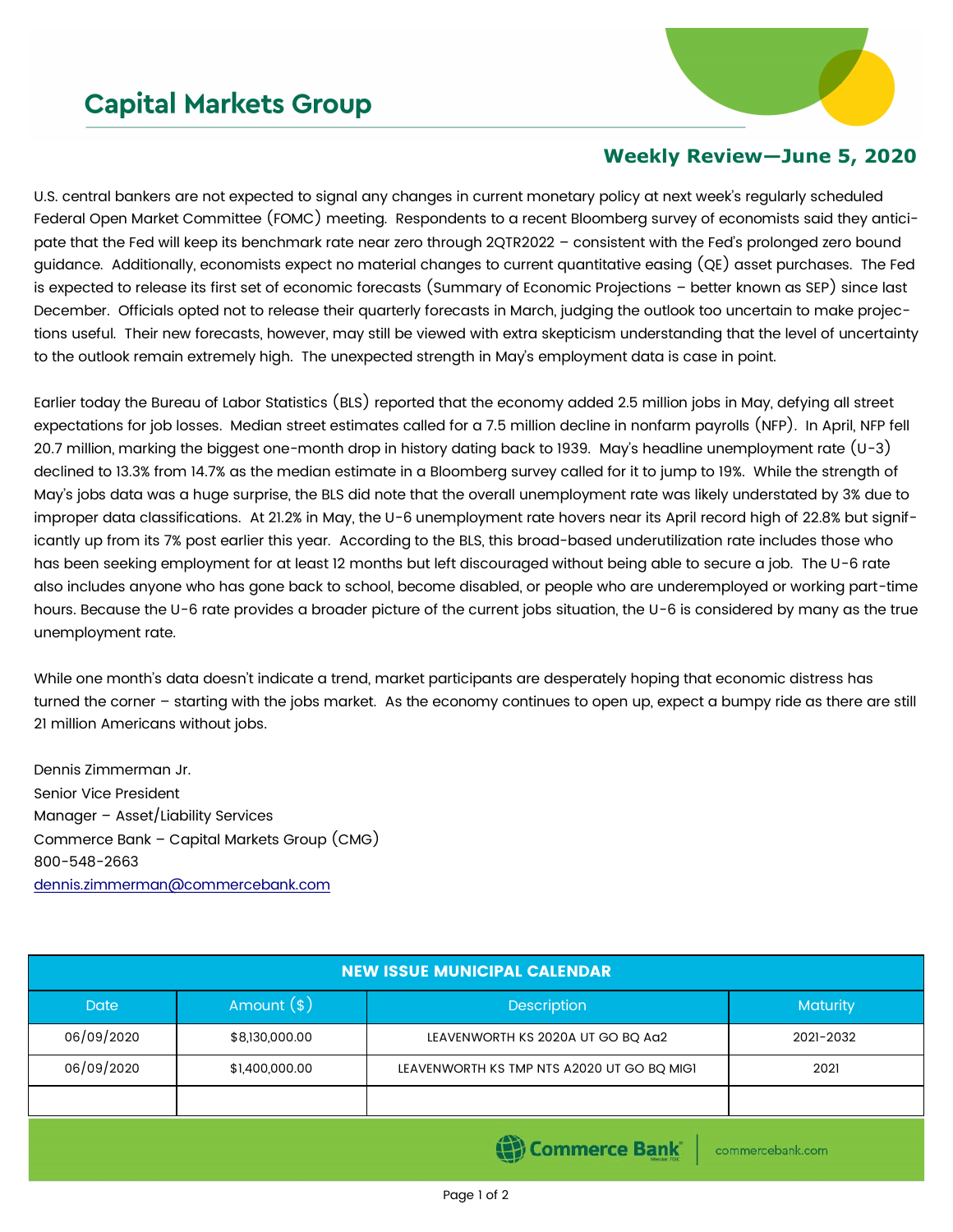# Capital Markets Group

## Weekly Review—June 5, 2020

U.S. central bankers are not expected to signal any changes in current monetary policy at next week's regularly scheduled Federal Open Market Committee (FOMC) meeting. Respondents to a recent Bloomberg survey of economists said they anticipate that the Fed will keep its benchmark rate near zero through 2QTR2022 – consistent with the Fed's prolonged zero bound guidance. Additionally, economists expect no material changes to current quantitative easing (QE) asset purchases. The Fed is expected to release its first set of economic forecasts (Summary of Economic Projections – better known as SEP) since last December. Officials opted not to release their quarterly forecasts in March, judging the outlook too uncertain to make projections useful. Their new forecasts, however, may still be viewed with extra skepticism understanding that the level of uncertainty to the outlook remain extremely high. The unexpected strength in May's employment data is case in point.

Earlier today the Bureau of Labor Statistics (BLS) reported that the economy added 2.5 million jobs in May, defying all street expectations for job losses. Median street estimates called for a 7.5 million decline in nonfarm payrolls (NFP). In April, NFP fell 20.7 million, marking the biggest one-month drop in history dating back to 1939. May's headline unemployment rate (U-3) declined to 13.3% from 14.7% as the median estimate in a Bloomberg survey called for it to jump to 19%. While the strength of May's jobs data was a huge surprise, the BLS did note that the overall unemployment rate was likely understated by 3% due to improper data classifications. At 21.2% in May, the U-6 unemployment rate hovers near its April record high of 22.8% but significantly up from its 7% post earlier this year. According to the BLS, this broad-based underutilization rate includes those who has been seeking employment for at least 12 months but left discouraged without being able to secure a job. The U-6 rate also includes anyone who has gone back to school, become disabled, or people who are underemployed or working part-time hours. Because the U-6 rate provides a broader picture of the current jobs situation, the U-6 is considered by many as the true unemployment rate.

While one month's data doesn't indicate a trend, market participants are desperately hoping that economic distress has turned the corner – starting with the jobs market. As the economy continues to open up, expect a bumpy ride as there are still 21 million Americans without jobs.

Dennis Zimmerman Jr.
Senior Vice President
Manager – Asset/Liability Services
Commerce Bank – Capital Markets Group (CMG)
800-548-2663
dennis.zimmerman@commercebank.com

| NEW ISSUE MUNICIPAL CALENDAR | | | |
|---|---|---|---|
| Date | Amount ($) | Description | Maturity |
| 06/09/2020 | $8,130,000.00 | LEAVENWORTH KS 2020A UT GO BQ Aa2 | 2021-2032 |
| 06/09/2020 | $1,400,000.00 | LEAVENWORTH KS TMP NTS A2020 UT GO BQ MIG1 | 2021 |
| | | | |

Commerce Bank | commercebank.com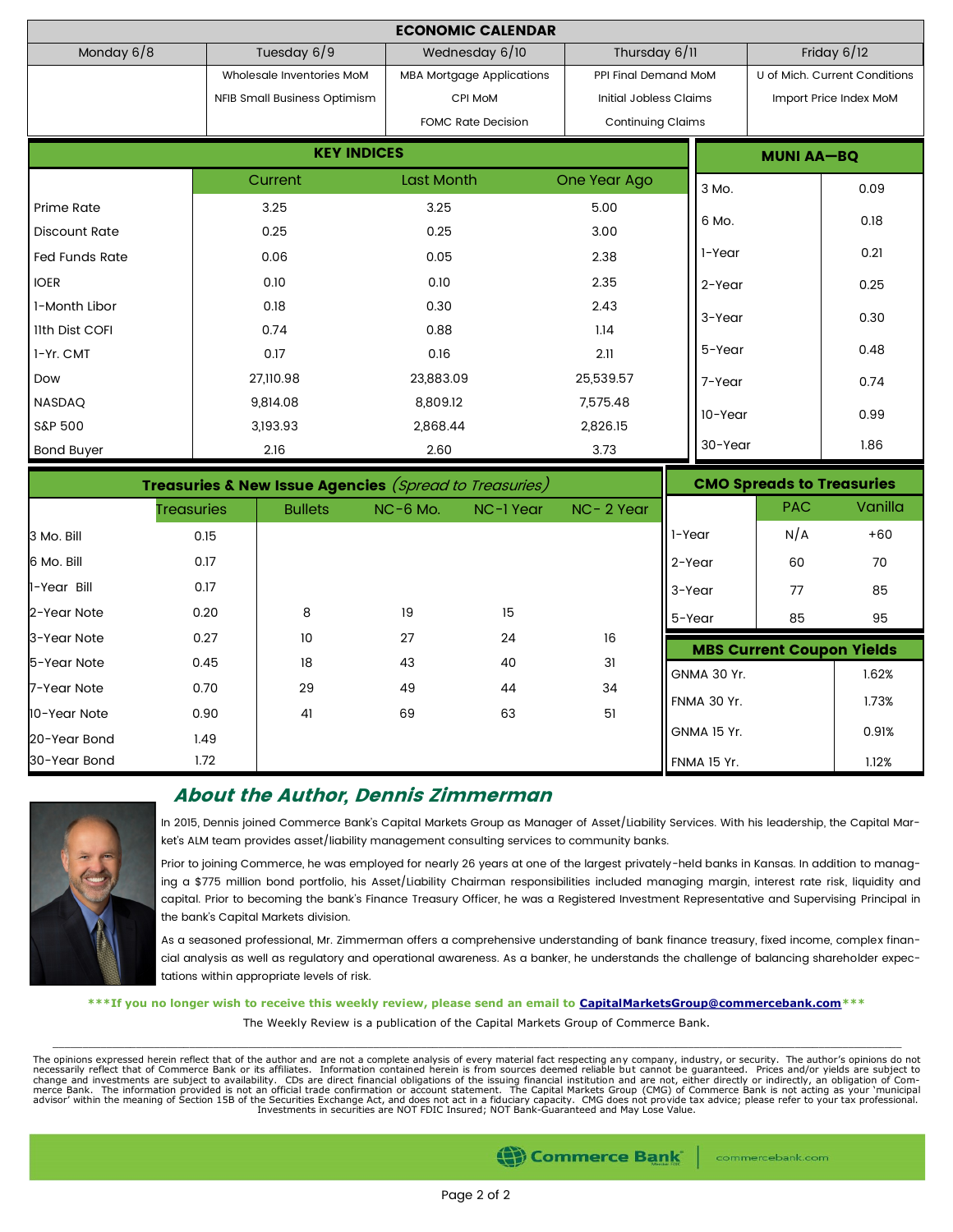## ECONOMIC CALENDAR

| Monday 6/8 | Tuesday 6/9 | Wednesday 6/10 | Thursday 6/11 | Friday 6/12 |
|---|---|---|---|---|
| | Wholesale Inventories MoM | MBA Mortgage Applications | PPI Final Demand MoM | U of Mich. Current Conditions |
| | NFIB Small Business Optimism | CPI MoM | Initial Jobless Claims | Import Price Index MoM |
| | | FOMC Rate Decision | Continuing Claims | |

## KEY INDICES

| | Current | Last Month | One Year Ago |
|---|---|---|---|
| Prime Rate | 3.25 | 3.25 | 5.00 |
| Discount Rate | 0.25 | 0.25 | 3.00 |
| Fed Funds Rate | 0.06 | 0.05 | 2.38 |
| IOER | 0.10 | 0.10 | 2.35 |
| 1-Month Libor | 0.18 | 0.30 | 2.43 |
| 11th Dist COFI | 0.74 | 0.88 | 1.14 |
| 1-Yr. CMT | 0.17 | 0.16 | 2.11 |
| Dow | 27,110.98 | 23,883.09 | 25,539.57 |
| NASDAQ | 9,814.08 | 8,809.12 | 7,575.48 |
| S&P 500 | 3,193.93 | 2,868.44 | 2,826.15 |
| Bond Buyer | 2.16 | 2.60 | 3.73 |

## MUNI AA—BQ

| | |
|---|---|
| 3 Mo. | 0.09 |
| 6 Mo. | 0.18 |
| 1-Year | 0.21 |
| 2-Year | 0.25 |
| 3-Year | 0.30 |
| 5-Year | 0.48 |
| 7-Year | 0.74 |
| 10-Year | 0.99 |
| 30-Year | 1.86 |

## Treasuries & New Issue Agencies *(Spread to Treasuries)*

| | Treasuries | Bullets | NC-6 Mo. | NC-1 Year | NC- 2 Year |
|---|---|---|---|---|---|
| 3 Mo. Bill | 0.15 | | | | |
| 6 Mo. Bill | 0.17 | | | | |
| 1-Year Bill | 0.17 | | | | |
| 2-Year Note | 0.20 | 8 | 19 | 15 | |
| 3-Year Note | 0.27 | 10 | 27 | 24 | 16 |
| 5-Year Note | 0.45 | 18 | 43 | 40 | 31 |
| 7-Year Note | 0.70 | 29 | 49 | 44 | 34 |
| 10-Year Note | 0.90 | 41 | 69 | 63 | 51 |
| 20-Year Bond | 1.49 | | | | |
| 30-Year Bond | 1.72 | | | | |

## CMO Spreads to Treasuries

| | PAC | Vanilla |
|---|---|---|
| 1-Year | N/A | +60 |
| 2-Year | 60 | 70 |
| 3-Year | 77 | 85 |
| 5-Year | 85 | 95 |

## MBS Current Coupon Yields

| | |
|---|---|
| GNMA 30 Yr. | 1.62% |
| FNMA 30 Yr. | 1.73% |
| GNMA 15 Yr. | 0.91% |
| FNMA 15 Yr. | 1.12% |

## *About the Author, Dennis Zimmerman*

In 2015, Dennis joined Commerce Bank's Capital Markets Group as Manager of Asset/Liability Services. With his leadership, the Capital Market's ALM team provides asset/liability management consulting services to community banks.

Prior to joining Commerce, he was employed for nearly 26 years at one of the largest privately-held banks in Kansas. In addition to managing a $775 million bond portfolio, his Asset/Liability Chairman responsibilities included managing margin, interest rate risk, liquidity and capital. Prior to becoming the bank's Finance Treasury Officer, he was a Registered Investment Representative and Supervising Principal in the bank's Capital Markets division.

As a seasoned professional, Mr. Zimmerman offers a comprehensive understanding of bank finance treasury, fixed income, complex financial analysis as well as regulatory and operational awareness. As a banker, he understands the challenge of balancing shareholder expectations within appropriate levels of risk.

**\*\*\*If you no longer wish to receive this weekly review, please send an email to CapitalMarketsGroup@commercebank.com\*\*\***

The Weekly Review is a publication of the Capital Markets Group of Commerce Bank.

The opinions expressed herein reflect that of the author and are not a complete analysis of every material fact respecting any company, industry, or security. The author's opinions do not necessarily reflect that of Commerce Bank or its affiliates. Information contained herein is from sources deemed reliable but cannot be guaranteed. Prices and/or yields are subject to change and investments are subject to availability. CDs are direct financial obligations of the issuing financial institution and are not, either directly or indirectly, an obligation of Commerce Bank. The information provided is not an official trade confirmation or account statement. The Capital Markets Group (CMG) of Commerce Bank is not acting as your 'municipal advisor' within the meaning of Section 15B of the Securities Exchange Act, and does not act in a fiduciary capacity. CMG does not provide tax advice; please refer to your tax professional. Investments in securities are NOT FDIC Insured; NOT Bank-Guaranteed and May Lose Value.

Commerce Bank | commercebank.com